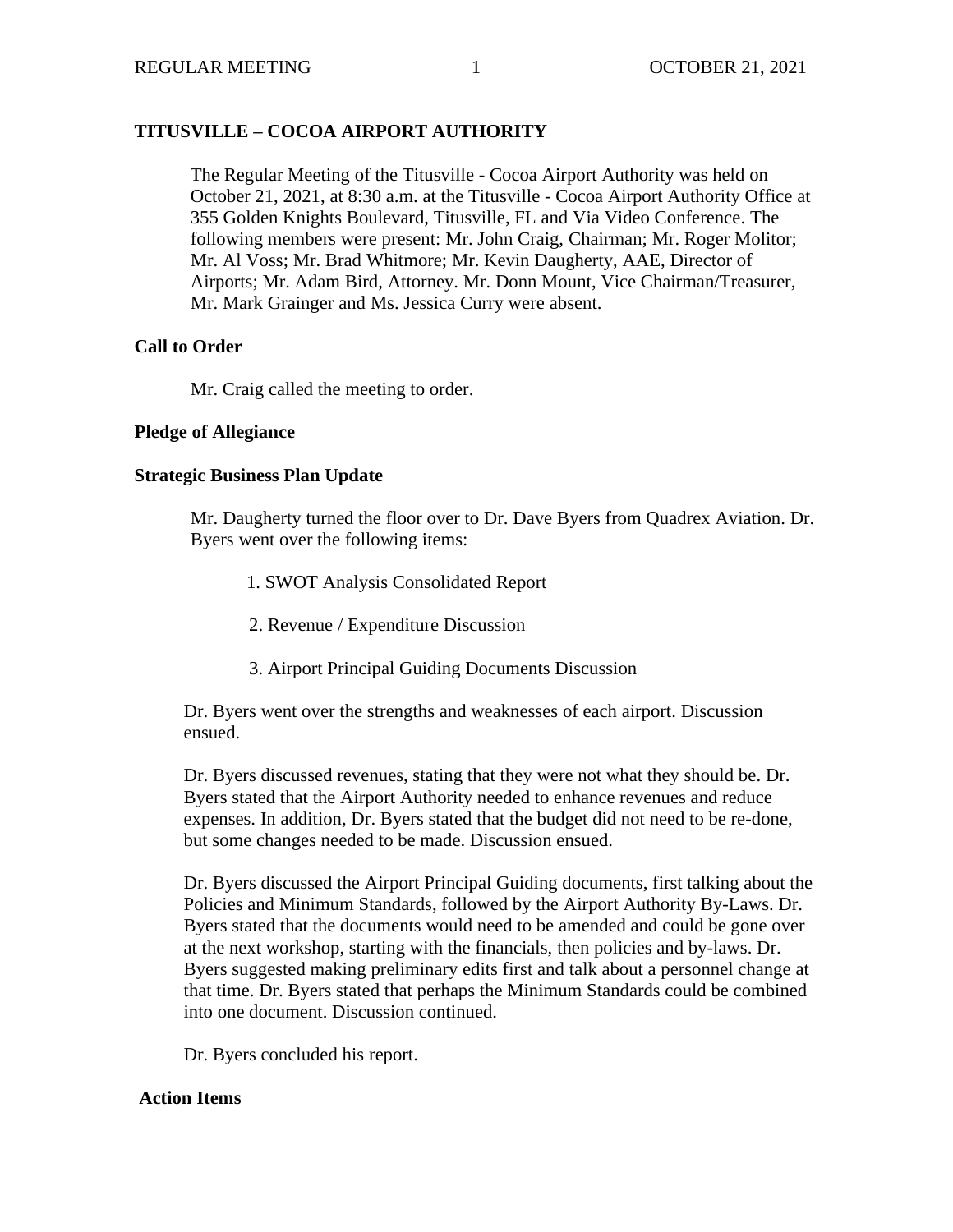**TITUSVILLE – COCOA AIRPORT AUTHORITY**

The Regular Meeting of the Titusville - Cocoa Airport Authority was held on October 21, 2021, at 8:30 a.m. at the Titusville - Cocoa Airport Authority Office at 355 Golden Knights Boulevard, Titusville, FL and Via Video Conference. The following members were present: Mr. John Craig, Chairman; Mr. Roger Molitor; Mr. Al Voss; Mr. Brad Whitmore; Mr. Kevin Daugherty, AAE, Director of Airports; Mr. Adam Bird, Attorney. Mr. Donn Mount, Vice Chairman/Treasurer, Mr. Mark Grainger and Ms. Jessica Curry were absent.

**Call to Order**

Mr. Craig called the meeting to order.

**Pledge of Allegiance**

**Strategic Business Plan Update**

Mr. Daugherty turned the floor over to Dr. Dave Byers from Quadrex Aviation. Dr. Byers went over the following items:

1. SWOT Analysis Consolidated Report
2. Revenue / Expenditure Discussion
3. Airport Principal Guiding Documents Discussion

Dr. Byers went over the strengths and weaknesses of each airport. Discussion ensued.

Dr. Byers discussed revenues, stating that they were not what they should be. Dr. Byers stated that the Airport Authority needed to enhance revenues and reduce expenses. In addition, Dr. Byers stated that the budget did not need to be re-done, but some changes needed to be made. Discussion ensued.

Dr. Byers discussed the Airport Principal Guiding documents, first talking about the Policies and Minimum Standards, followed by the Airport Authority By-Laws. Dr. Byers stated that the documents would need to be amended and could be gone over at the next workshop, starting with the financials, then policies and by-laws. Dr. Byers suggested making preliminary edits first and talk about a personnel change at that time. Dr. Byers stated that perhaps the Minimum Standards could be combined into one document. Discussion continued.

Dr. Byers concluded his report.

**Action Items**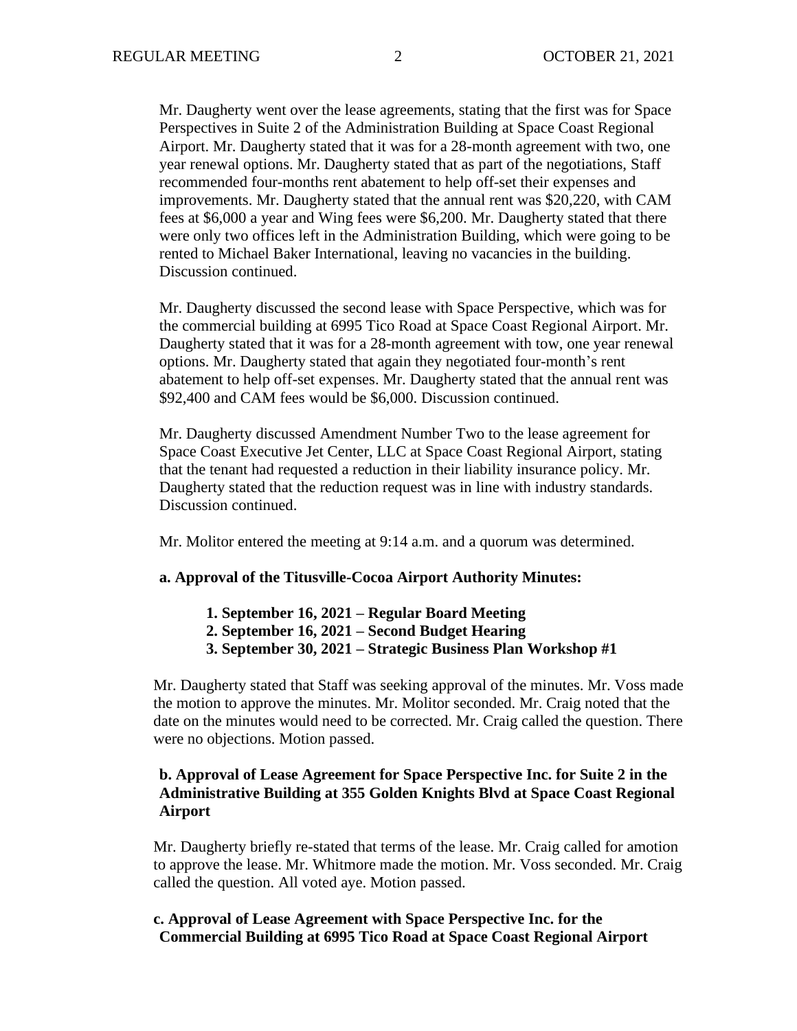Mr. Daugherty went over the lease agreements, stating that the first was for Space Perspectives in Suite 2 of the Administration Building at Space Coast Regional Airport. Mr. Daugherty stated that it was for a 28-month agreement with two, one year renewal options. Mr. Daugherty stated that as part of the negotiations, Staff recommended four-months rent abatement to help off-set their expenses and improvements. Mr. Daugherty stated that the annual rent was $20,220, with CAM fees at $6,000 a year and Wing fees were $6,200. Mr. Daugherty stated that there were only two offices left in the Administration Building, which were going to be rented to Michael Baker International, leaving no vacancies in the building. Discussion continued.

Mr. Daugherty discussed the second lease with Space Perspective, which was for the commercial building at 6995 Tico Road at Space Coast Regional Airport. Mr. Daugherty stated that it was for a 28-month agreement with tow, one year renewal options. Mr. Daugherty stated that again they negotiated four-month's rent abatement to help off-set expenses. Mr. Daugherty stated that the annual rent was $92,400 and CAM fees would be $6,000. Discussion continued.

Mr. Daugherty discussed Amendment Number Two to the lease agreement for Space Coast Executive Jet Center, LLC at Space Coast Regional Airport, stating that the tenant had requested a reduction in their liability insurance policy. Mr. Daugherty stated that the reduction request was in line with industry standards. Discussion continued.

Mr. Molitor entered the meeting at 9:14 a.m. and a quorum was determined.

**a. Approval of the Titusville-Cocoa Airport Authority Minutes:**

1. **September 16, 2021 – Regular Board Meeting**
2. **September 16, 2021 – Second Budget Hearing**
3. **September 30, 2021 – Strategic Business Plan Workshop #1**

Mr. Daugherty stated that Staff was seeking approval of the minutes. Mr. Voss made the motion to approve the minutes. Mr. Molitor seconded. Mr. Craig noted that the date on the minutes would need to be corrected. Mr. Craig called the question. There were no objections. Motion passed.

**b. Approval of Lease Agreement for Space Perspective Inc. for Suite 2 in the Administrative Building at 355 Golden Knights Blvd at Space Coast Regional Airport**

Mr. Daugherty briefly re-stated that terms of the lease. Mr. Craig called for amotion to approve the lease. Mr. Whitmore made the motion. Mr. Voss seconded. Mr. Craig called the question. All voted aye. Motion passed.

**c. Approval of Lease Agreement with Space Perspective Inc. for the Commercial Building at 6995 Tico Road at Space Coast Regional Airport**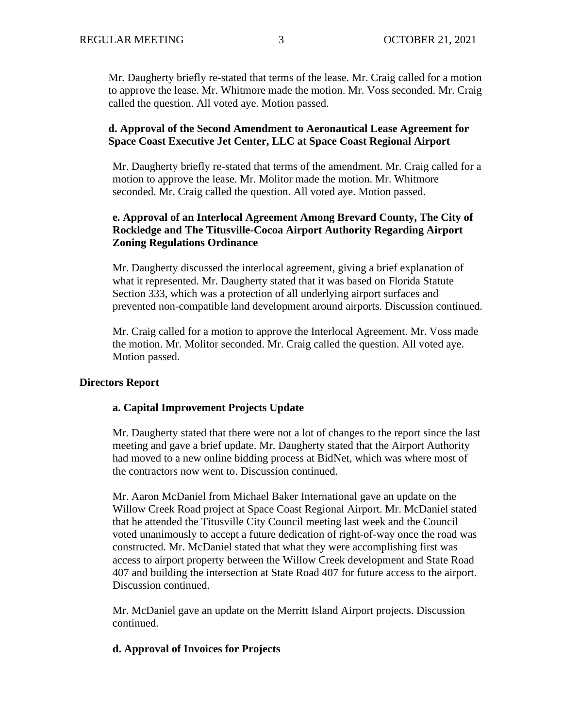Mr. Daugherty briefly re-stated that terms of the lease. Mr. Craig called for a motion to approve the lease. Mr. Whitmore made the motion. Mr. Voss seconded. Mr. Craig called the question. All voted aye. Motion passed.

**d. Approval of the Second Amendment to Aeronautical Lease Agreement for Space Coast Executive Jet Center, LLC at Space Coast Regional Airport**

Mr. Daugherty briefly re-stated that terms of the amendment. Mr. Craig called for a motion to approve the lease. Mr. Molitor made the motion. Mr. Whitmore seconded. Mr. Craig called the question. All voted aye. Motion passed.

**e. Approval of an Interlocal Agreement Among Brevard County, The City of Rockledge and The Titusville-Cocoa Airport Authority Regarding Airport Zoning Regulations Ordinance**

Mr. Daugherty discussed the interlocal agreement, giving a brief explanation of what it represented. Mr. Daugherty stated that it was based on Florida Statute Section 333, which was a protection of all underlying airport surfaces and prevented non-compatible land development around airports. Discussion continued.

Mr. Craig called for a motion to approve the Interlocal Agreement. Mr. Voss made the motion. Mr. Molitor seconded. Mr. Craig called the question. All voted aye. Motion passed.

## Directors Report

**a. Capital Improvement Projects Update**

Mr. Daugherty stated that there were not a lot of changes to the report since the last meeting and gave a brief update. Mr. Daugherty stated that the Airport Authority had moved to a new online bidding process at BidNet, which was where most of the contractors now went to. Discussion continued.

Mr. Aaron McDaniel from Michael Baker International gave an update on the Willow Creek Road project at Space Coast Regional Airport. Mr. McDaniel stated that he attended the Titusville City Council meeting last week and the Council voted unanimously to accept a future dedication of right-of-way once the road was constructed. Mr. McDaniel stated that what they were accomplishing first was access to airport property between the Willow Creek development and State Road 407 and building the intersection at State Road 407 for future access to the airport. Discussion continued.

Mr. McDaniel gave an update on the Merritt Island Airport projects. Discussion continued.

**d. Approval of Invoices for Projects**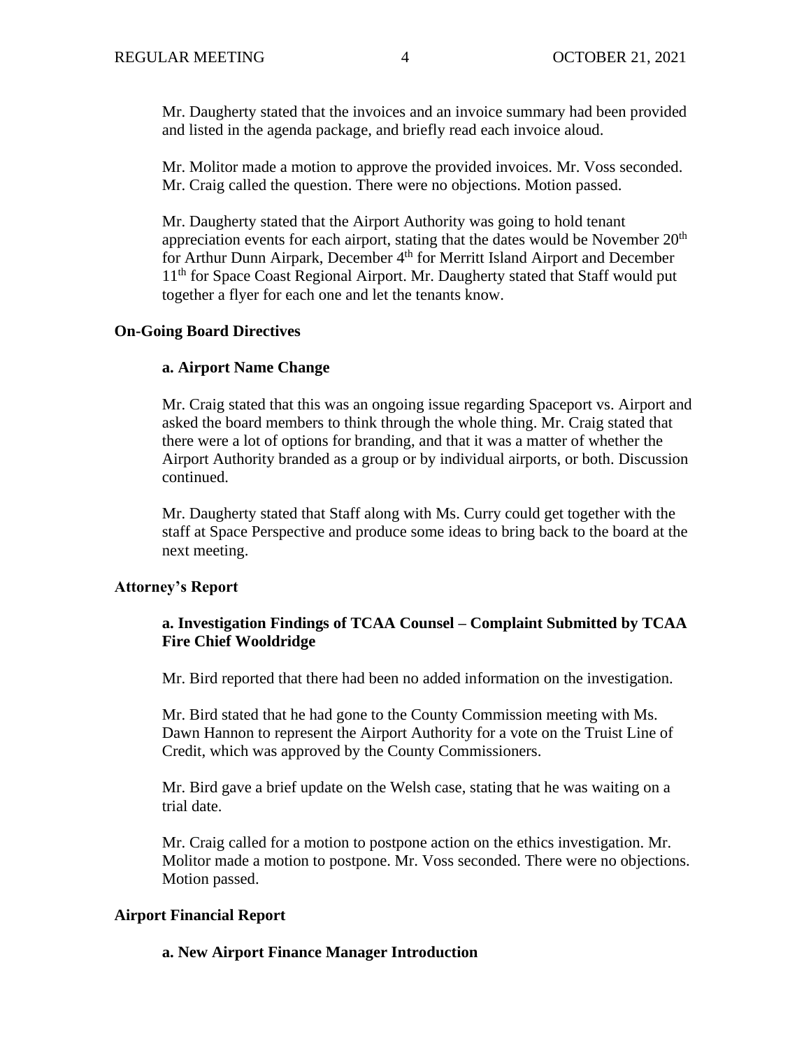Mr. Daugherty stated that the invoices and an invoice summary had been provided and listed in the agenda package, and briefly read each invoice aloud.

Mr. Molitor made a motion to approve the provided invoices. Mr. Voss seconded. Mr. Craig called the question. There were no objections. Motion passed.

Mr. Daugherty stated that the Airport Authority was going to hold tenant appreciation events for each airport, stating that the dates would be November 20th for Arthur Dunn Airpark, December 4th for Merritt Island Airport and December 11th for Space Coast Regional Airport. Mr. Daugherty stated that Staff would put together a flyer for each one and let the tenants know.

**On-Going Board Directives**

**a. Airport Name Change**

Mr. Craig stated that this was an ongoing issue regarding Spaceport vs. Airport and asked the board members to think through the whole thing. Mr. Craig stated that there were a lot of options for branding, and that it was a matter of whether the Airport Authority branded as a group or by individual airports, or both. Discussion continued.

Mr. Daugherty stated that Staff along with Ms. Curry could get together with the staff at Space Perspective and produce some ideas to bring back to the board at the next meeting.

**Attorney's Report**

**a. Investigation Findings of TCAA Counsel – Complaint Submitted by TCAA Fire Chief Wooldridge**

Mr. Bird reported that there had been no added information on the investigation.

Mr. Bird stated that he had gone to the County Commission meeting with Ms. Dawn Hannon to represent the Airport Authority for a vote on the Truist Line of Credit, which was approved by the County Commissioners.

Mr. Bird gave a brief update on the Welsh case, stating that he was waiting on a trial date.

Mr. Craig called for a motion to postpone action on the ethics investigation. Mr. Molitor made a motion to postpone. Mr. Voss seconded. There were no objections. Motion passed.

**Airport Financial Report**

**a. New Airport Finance Manager Introduction**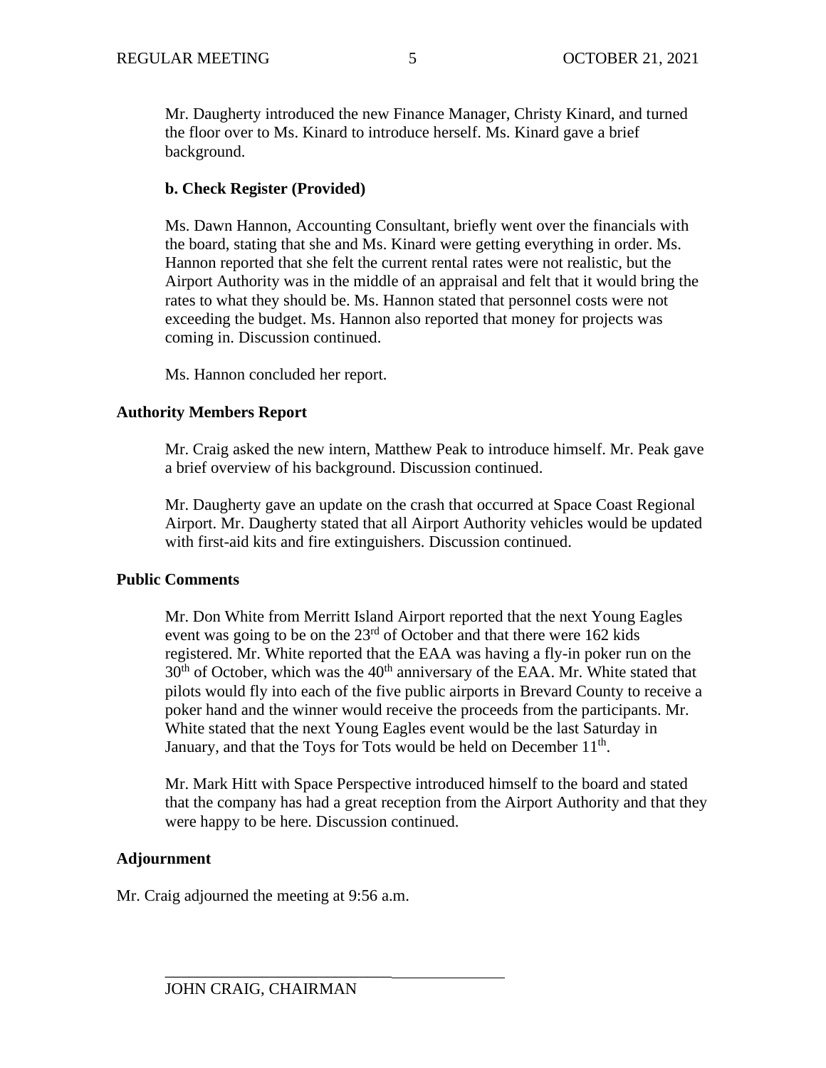Mr. Daugherty introduced the new Finance Manager, Christy Kinard, and turned the floor over to Ms. Kinard to introduce herself. Ms. Kinard gave a brief background.

**b. Check Register (Provided)**

Ms. Dawn Hannon, Accounting Consultant, briefly went over the financials with the board, stating that she and Ms. Kinard were getting everything in order. Ms. Hannon reported that she felt the current rental rates were not realistic, but the Airport Authority was in the middle of an appraisal and felt that it would bring the rates to what they should be. Ms. Hannon stated that personnel costs were not exceeding the budget. Ms. Hannon also reported that money for projects was coming in. Discussion continued.

Ms. Hannon concluded her report.

**Authority Members Report**

Mr. Craig asked the new intern, Matthew Peak to introduce himself. Mr. Peak gave a brief overview of his background. Discussion continued.

Mr. Daugherty gave an update on the crash that occurred at Space Coast Regional Airport. Mr. Daugherty stated that all Airport Authority vehicles would be updated with first-aid kits and fire extinguishers. Discussion continued.

**Public Comments**

Mr. Don White from Merritt Island Airport reported that the next Young Eagles event was going to be on the 23rd of October and that there were 162 kids registered. Mr. White reported that the EAA was having a fly-in poker run on the 30th of October, which was the 40th anniversary of the EAA. Mr. White stated that pilots would fly into each of the five public airports in Brevard County to receive a poker hand and the winner would receive the proceeds from the participants. Mr. White stated that the next Young Eagles event would be the last Saturday in January, and that the Toys for Tots would be held on December 11th.

Mr. Mark Hitt with Space Perspective introduced himself to the board and stated that the company has had a great reception from the Airport Authority and that they were happy to be here. Discussion continued.

**Adjournment**

Mr. Craig adjourned the meeting at 9:56 a.m.

\_\_\_\_\_\_\_\_\_\_\_\_\_\_\_\_\_\_\_\_\_\_\_\_\_\_\_\_\_\_\_\_\_\_\_\_\_\_\_\_\_\_

JOHN CRAIG, CHAIRMAN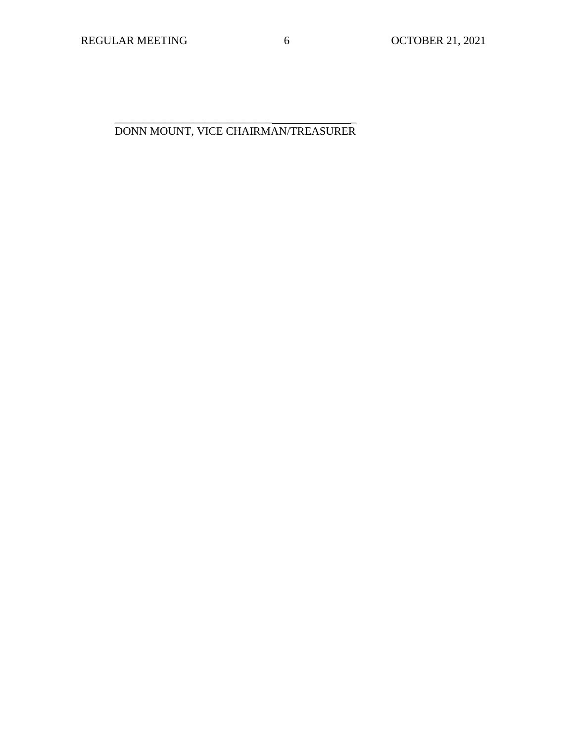_____________________________________________

DONN MOUNT, VICE CHAIRMAN/TREASURER